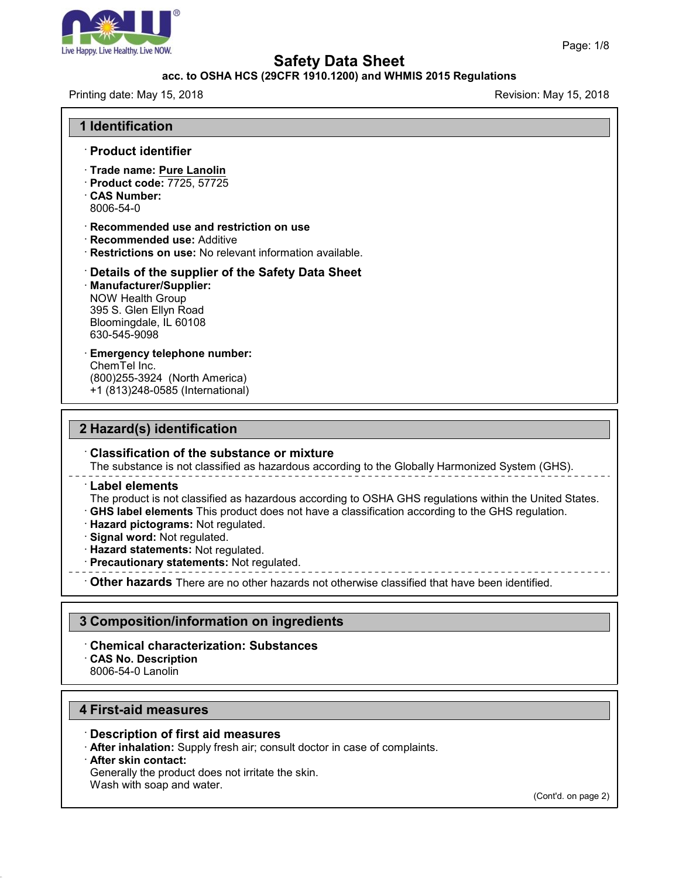# Safety Data Sheet

**acc. to OSHA HCS (29CFR 1910.1200) and WHMIS 2015 Regulations**

Printing date: May 15, 2018 Revision: May 15, 2018

## 1 Identification

### · Product identifier

· **Trade name:** Pure Lanolin
· **Product code:** 7725, 57725
· **CAS Number:**
8006-54-0

· **Recommended use and restriction on use**
· **Recommended use:** Additive
· **Restrictions on use:** No relevant information available.

### · Details of the supplier of the Safety Data Sheet

· **Manufacturer/Supplier:**
NOW Health Group
395 S. Glen Ellyn Road
Bloomingdale, IL 60108
630-545-9098

· **Emergency telephone number:**
ChemTel Inc.
(800)255-3924 (North America)
+1 (813)248-0585 (International)

## 2 Hazard(s) identification

### · Classification of the substance or mixture

The substance is not classified as hazardous according to the Globally Harmonized System (GHS).

### · Label elements

The product is not classified as hazardous according to OSHA GHS regulations within the United States.
· **GHS label elements** This product does not have a classification according to the GHS regulation.
· **Hazard pictograms:** Not regulated.
· **Signal word:** Not regulated.
· **Hazard statements:** Not regulated.
· **Precautionary statements:** Not regulated.

· **Other hazards** There are no other hazards not otherwise classified that have been identified.

## 3 Composition/information on ingredients

### · Chemical characterization: Substances

· **CAS No. Description**
8006-54-0 Lanolin

## 4 First-aid measures

### · Description of first aid measures

· **After inhalation:** Supply fresh air; consult doctor in case of complaints.
· **After skin contact:**
Generally the product does not irritate the skin.
Wash with soap and water.

(Cont'd. on page 2)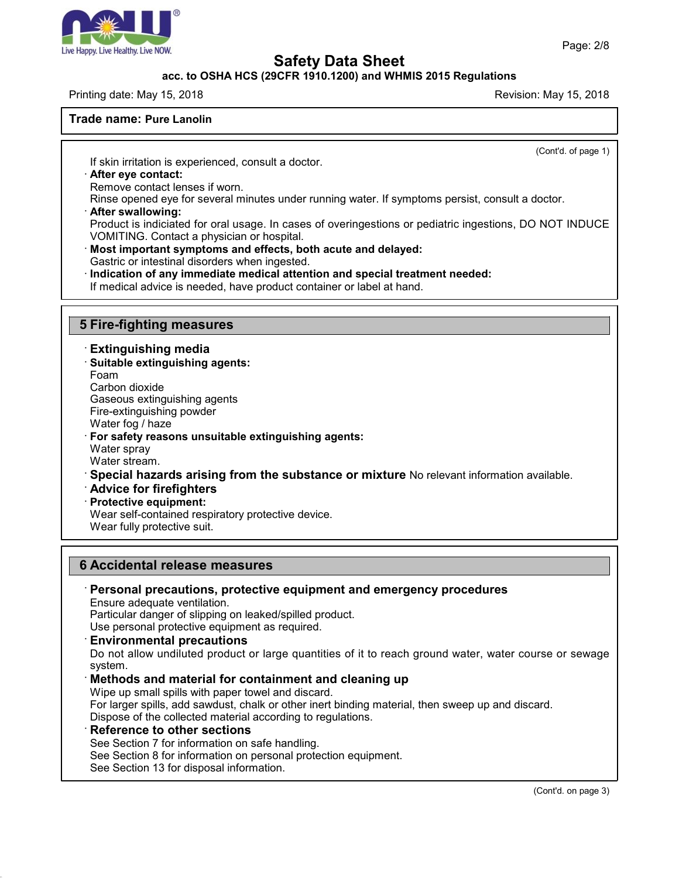**Safety Data Sheet**

**acc. to OSHA HCS (29CFR 1910.1200) and WHMIS 2015 Regulations**

Printing date: May 15, 2018 Revision: May 15, 2018

**Trade name: Pure Lanolin**

(Cont'd. of page 1)

If skin irritation is experienced, consult a doctor.

· **After eye contact:**
Remove contact lenses if worn.
Rinse opened eye for several minutes under running water. If symptoms persist, consult a doctor.

· **After swallowing:**
Product is indiciated for oral usage. In cases of overingestions or pediatric ingestions, DO NOT INDUCE VOMITING. Contact a physician or hospital.

· **Most important symptoms and effects, both acute and delayed:**
Gastric or intestinal disorders when ingested.

· **Indication of any immediate medical attention and special treatment needed:**
If medical advice is needed, have product container or label at hand.

## 5 Fire-fighting measures

· **Extinguishing media**

· **Suitable extinguishing agents:**
Foam
Carbon dioxide
Gaseous extinguishing agents
Fire-extinguishing powder
Water fog / haze

· **For safety reasons unsuitable extinguishing agents:**
Water spray
Water stream.

· **Special hazards arising from the substance or mixture** No relevant information available.

· **Advice for firefighters**

· **Protective equipment:**
Wear self-contained respiratory protective device.
Wear fully protective suit.

## 6 Accidental release measures

· **Personal precautions, protective equipment and emergency procedures**
Ensure adequate ventilation.
Particular danger of slipping on leaked/spilled product.
Use personal protective equipment as required.

· **Environmental precautions**
Do not allow undiluted product or large quantities of it to reach ground water, water course or sewage system.

· **Methods and material for containment and cleaning up**
Wipe up small spills with paper towel and discard.
For larger spills, add sawdust, chalk or other inert binding material, then sweep up and discard.
Dispose of the collected material according to regulations.

· **Reference to other sections**
See Section 7 for information on safe handling.
See Section 8 for information on personal protection equipment.
See Section 13 for disposal information.

(Cont'd. on page 3)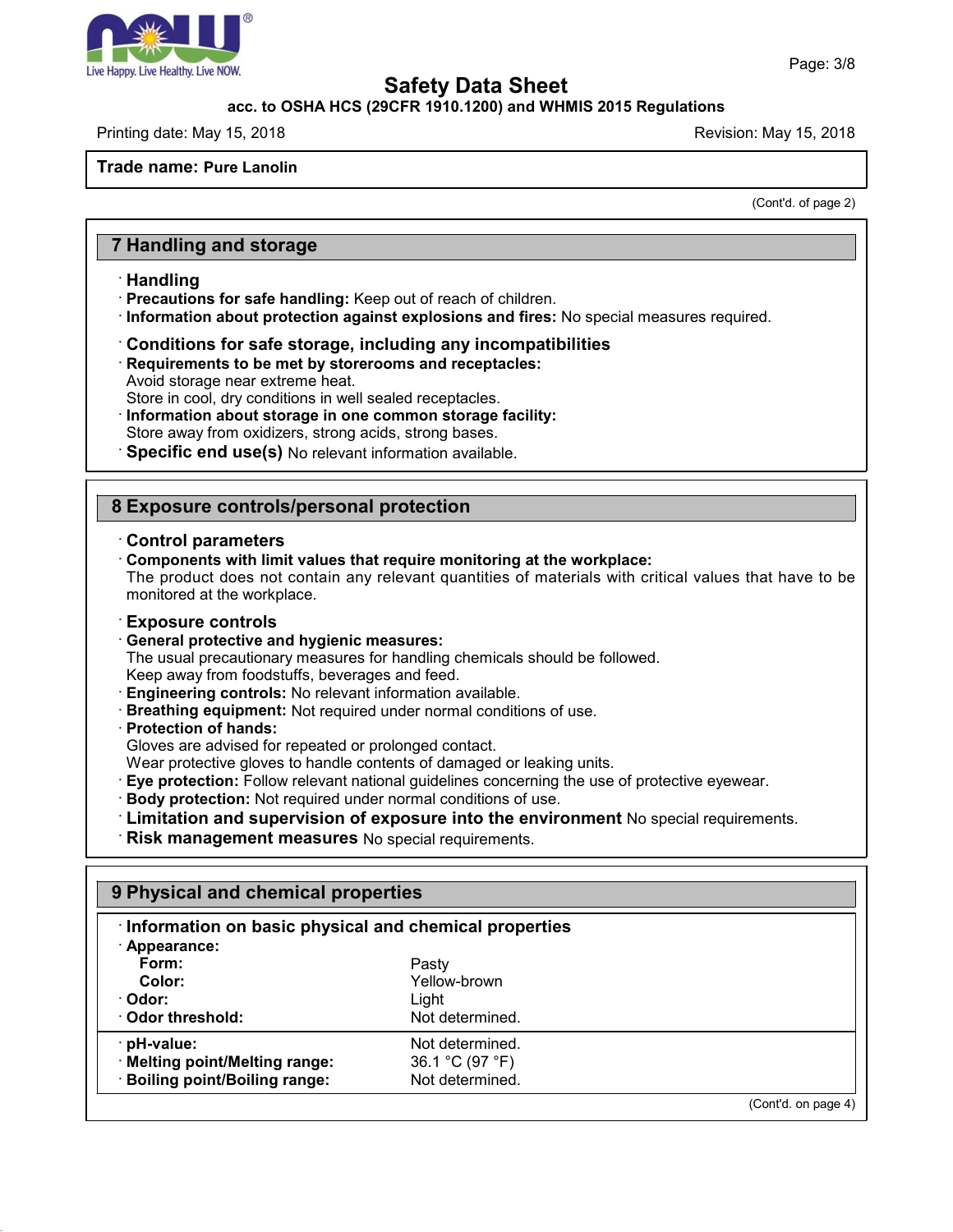**Trade name: Pure Lanolin**

(Cont'd. of page 2)

## 7 Handling and storage

· **Handling**
· **Precautions for safe handling:** Keep out of reach of children.
· **Information about protection against explosions and fires:** No special measures required.

· **Conditions for safe storage, including any incompatibilities**
· **Requirements to be met by storerooms and receptacles:**
Avoid storage near extreme heat.
Store in cool, dry conditions in well sealed receptacles.
· **Information about storage in one common storage facility:**
Store away from oxidizers, strong acids, strong bases.
· **Specific end use(s)** No relevant information available.

## 8 Exposure controls/personal protection

· **Control parameters**
· **Components with limit values that require monitoring at the workplace:**
The product does not contain any relevant quantities of materials with critical values that have to be monitored at the workplace.

· **Exposure controls**
· **General protective and hygienic measures:**
The usual precautionary measures for handling chemicals should be followed.
Keep away from foodstuffs, beverages and feed.
· **Engineering controls:** No relevant information available.
· **Breathing equipment:** Not required under normal conditions of use.
· **Protection of hands:**
Gloves are advised for repeated or prolonged contact.
Wear protective gloves to handle contents of damaged or leaking units.
· **Eye protection:** Follow relevant national guidelines concerning the use of protective eyewear.
· **Body protection:** Not required under normal conditions of use.
· **Limitation and supervision of exposure into the environment** No special requirements.
· **Risk management measures** No special requirements.

## 9 Physical and chemical properties

· **Information on basic physical and chemical properties**

| | |
|---|---|
| · **Appearance:** | |
| **Form:** | Pasty |
| **Color:** | Yellow-brown |
| · **Odor:** | Light |
| · **Odor threshold:** | Not determined. |
| · **pH-value:** | Not determined. |
| · **Melting point/Melting range:** | 36.1 °C (97 °F) |
| · **Boiling point/Boiling range:** | Not determined. |

(Cont'd. on page 4)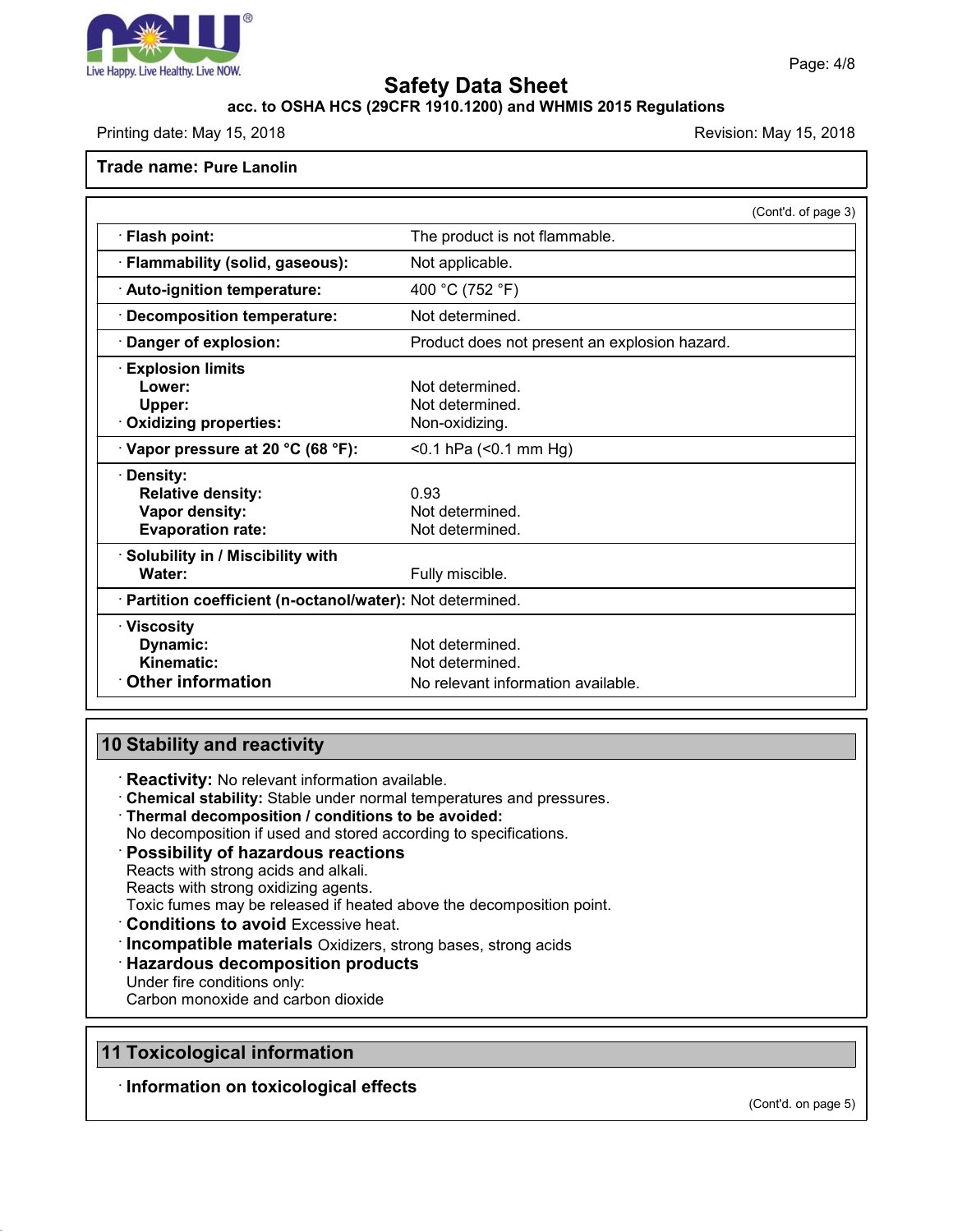# Safety Data Sheet

**acc. to OSHA HCS (29CFR 1910.1200) and WHMIS 2015 Regulations**

Printing date: May 15, 2018 Revision: May 15, 2018

**Trade name: Pure Lanolin**

(Cont'd. of page 3)

| | |
|---|---|
| · **Flash point:** | The product is not flammable. |
| · **Flammability (solid, gaseous):** | Not applicable. |
| · **Auto-ignition temperature:** | 400 °C (752 °F) |
| · **Decomposition temperature:** | Not determined. |
| · **Danger of explosion:** | Product does not present an explosion hazard. |
| · **Explosion limits** | |
| **Lower:** | Not determined. |
| **Upper:** | Not determined. |
| · **Oxidizing properties:** | Non-oxidizing. |
| · **Vapor pressure at 20 °C (68 °F):** | <0.1 hPa (<0.1 mm Hg) |
| · **Density:** | |
| **Relative density:** | 0.93 |
| **Vapor density:** | Not determined. |
| **Evaporation rate:** | Not determined. |
| · **Solubility in / Miscibility with** | |
| **Water:** | Fully miscible. |
| · **Partition coefficient (n-octanol/water):** | Not determined. |
| · **Viscosity** | |
| **Dynamic:** | Not determined. |
| **Kinematic:** | Not determined. |
| · **Other information** | No relevant information available. |

## 10 Stability and reactivity

· **Reactivity:** No relevant information available.
· **Chemical stability:** Stable under normal temperatures and pressures.
· **Thermal decomposition / conditions to be avoided:**
No decomposition if used and stored according to specifications.
· **Possibility of hazardous reactions**
Reacts with strong acids and alkali.
Reacts with strong oxidizing agents.
Toxic fumes may be released if heated above the decomposition point.
· **Conditions to avoid** Excessive heat.
· **Incompatible materials** Oxidizers, strong bases, strong acids
· **Hazardous decomposition products**
Under fire conditions only:
Carbon monoxide and carbon dioxide

## 11 Toxicological information

· **Information on toxicological effects**

(Cont'd. on page 5)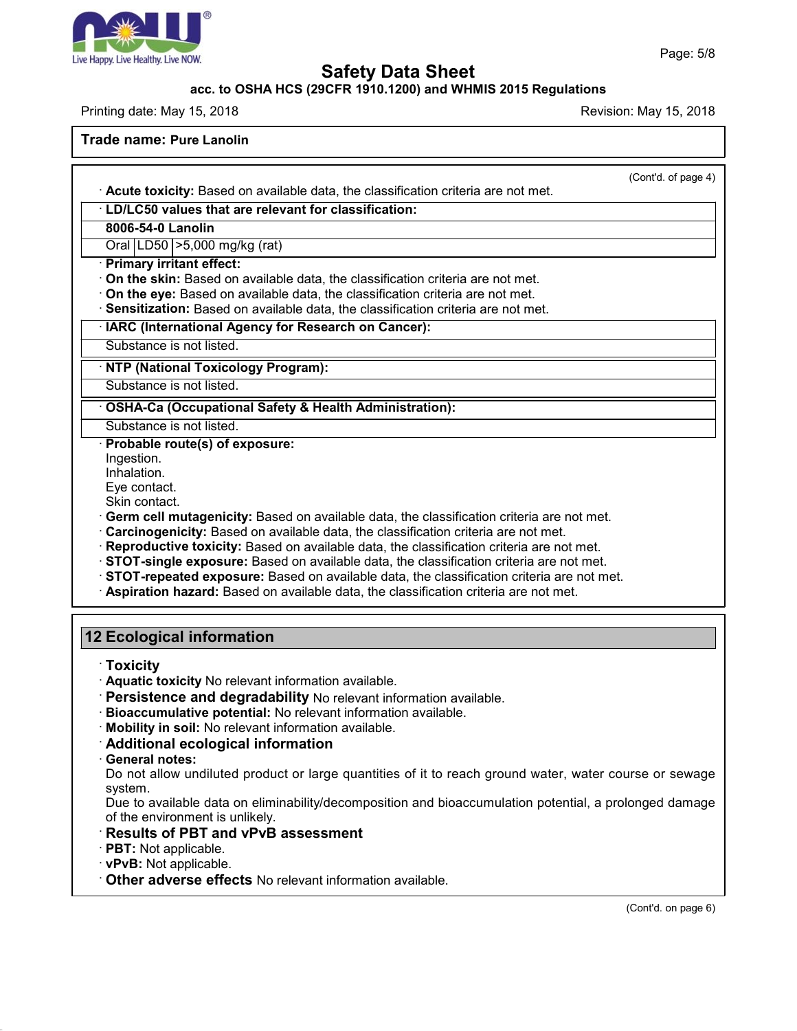**Trade name: Pure Lanolin**

(Cont'd. of page 4)

· **Acute toxicity:** Based on available data, the classification criteria are not met.

| · LD/LC50 values that are relevant for classification: | | |
|---|---|---|
| **8006-54-0 Lanolin** | | |
| Oral | LD50 | >5,000 mg/kg (rat) |

· **Primary irritant effect:**
· **On the skin:** Based on available data, the classification criteria are not met.
· **On the eye:** Based on available data, the classification criteria are not met.
· **Sensitization:** Based on available data, the classification criteria are not met.

| · IARC (International Agency for Research on Cancer): |
|---|
| Substance is not listed. |

| · NTP (National Toxicology Program): |
|---|
| Substance is not listed. |

| · OSHA-Ca (Occupational Safety & Health Administration): |
|---|
| Substance is not listed. |

· **Probable route(s) of exposure:**
Ingestion.
Inhalation.
Eye contact.
Skin contact.
· **Germ cell mutagenicity:** Based on available data, the classification criteria are not met.
· **Carcinogenicity:** Based on available data, the classification criteria are not met.
· **Reproductive toxicity:** Based on available data, the classification criteria are not met.
· **STOT-single exposure:** Based on available data, the classification criteria are not met.
· **STOT-repeated exposure:** Based on available data, the classification criteria are not met.
· **Aspiration hazard:** Based on available data, the classification criteria are not met.

## 12 Ecological information

· **Toxicity**
· **Aquatic toxicity** No relevant information available.
· **Persistence and degradability** No relevant information available.
· **Bioaccumulative potential:** No relevant information available.
· **Mobility in soil:** No relevant information available.
· **Additional ecological information**
· **General notes:**
Do not allow undiluted product or large quantities of it to reach ground water, water course or sewage system.
Due to available data on eliminability/decomposition and bioaccumulation potential, a prolonged damage of the environment is unlikely.
· **Results of PBT and vPvB assessment**
· **PBT:** Not applicable.
· **vPvB:** Not applicable.
· **Other adverse effects** No relevant information available.

(Cont'd. on page 6)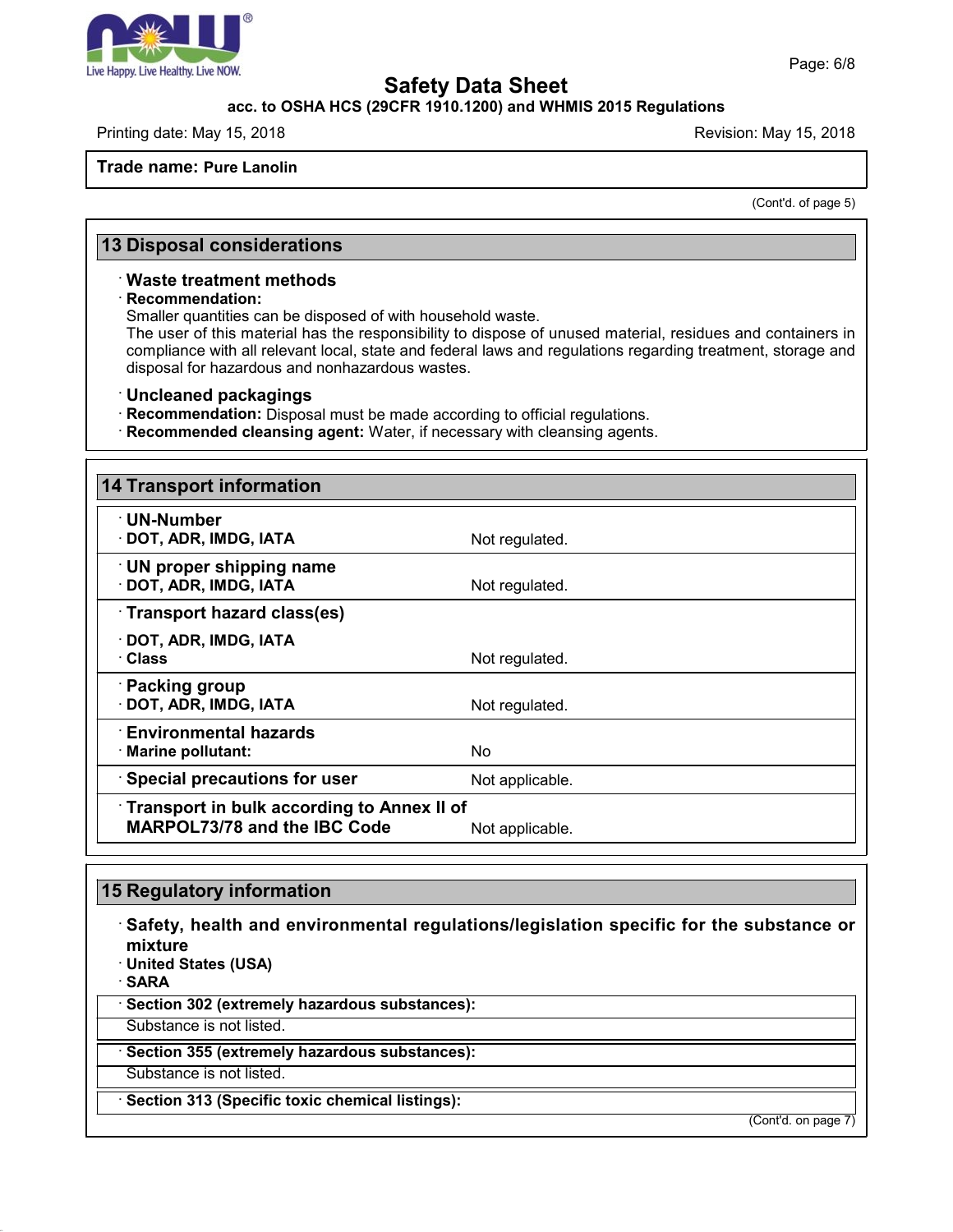**Trade name: Pure Lanolin**

(Cont'd. of page 5)

## 13 Disposal considerations

- **Waste treatment methods**
- **Recommendation:**
  Smaller quantities can be disposed of with household waste.
  The user of this material has the responsibility to dispose of unused material, residues and containers in compliance with all relevant local, state and federal laws and regulations regarding treatment, storage and disposal for hazardous and nonhazardous wastes.

- **Uncleaned packagings**
- **Recommendation:** Disposal must be made according to official regulations.
- **Recommended cleansing agent:** Water, if necessary with cleansing agents.

## 14 Transport information

| | |
|---|---|
| **UN-Number** | |
| **DOT, ADR, IMDG, IATA** | Not regulated. |
| **UN proper shipping name** | |
| **DOT, ADR, IMDG, IATA** | Not regulated. |
| **Transport hazard class(es)** | |
| **DOT, ADR, IMDG, IATA** | |
| **Class** | Not regulated. |
| **Packing group** | |
| **DOT, ADR, IMDG, IATA** | Not regulated. |
| **Environmental hazards** | |
| **Marine pollutant:** | No |
| **Special precautions for user** | Not applicable. |
| **Transport in bulk according to Annex II of MARPOL73/78 and the IBC Code** | Not applicable. |

## 15 Regulatory information

- **Safety, health and environmental regulations/legislation specific for the substance or mixture**
- **United States (USA)**
- **SARA**

| **Section 302 (extremely hazardous substances):** |
|---|
| Substance is not listed. |

| **Section 355 (extremely hazardous substances):** |
|---|
| Substance is not listed. |

| **Section 313 (Specific toxic chemical listings):** |
|---|

(Cont'd. on page 7)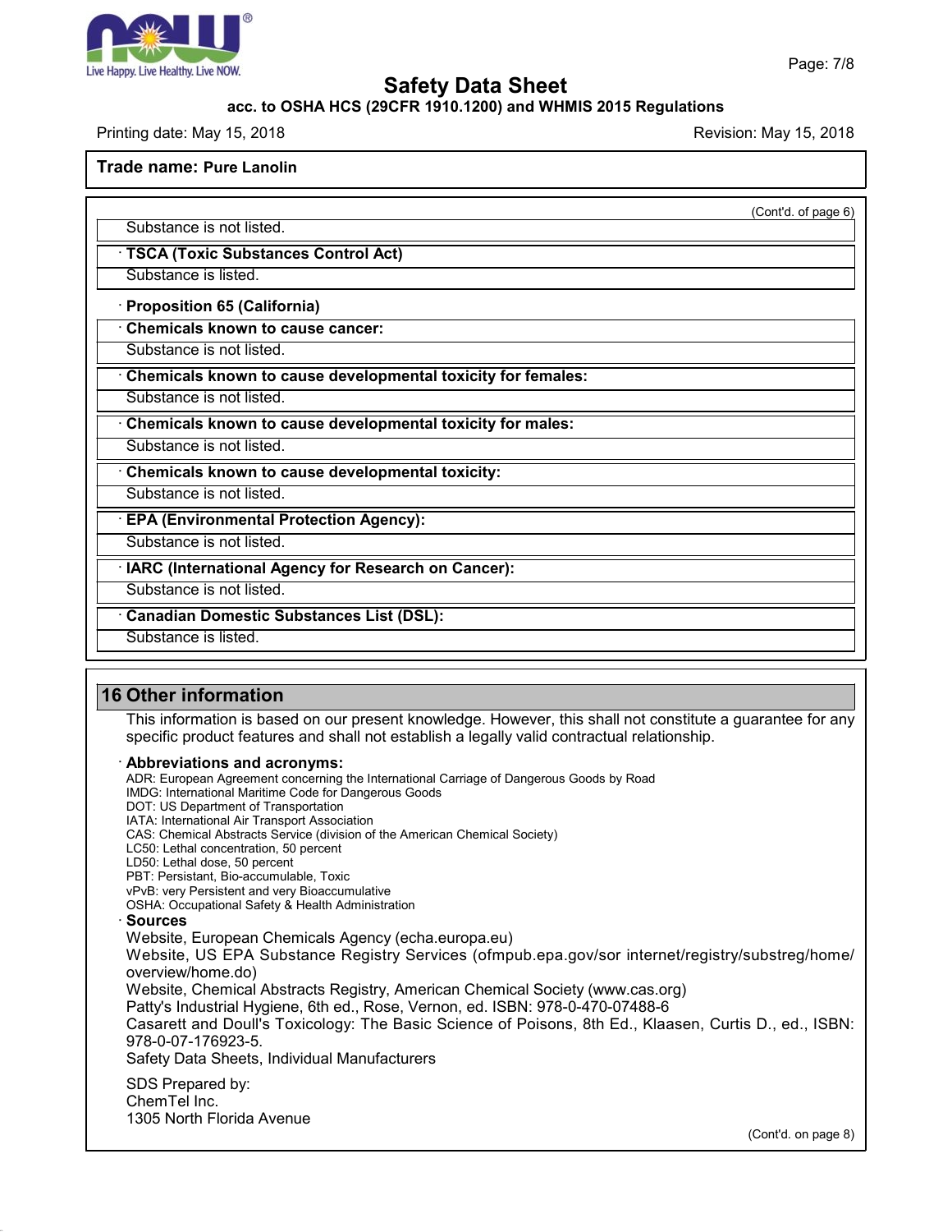**Trade name: Pure Lanolin**

(Cont'd. of page 6)

Substance is not listed.

· **TSCA (Toxic Substances Control Act)**

Substance is listed.

· **Proposition 65 (California)**

· **Chemicals known to cause cancer:**

Substance is not listed.

· **Chemicals known to cause developmental toxicity for females:**

Substance is not listed.

· **Chemicals known to cause developmental toxicity for males:**

Substance is not listed.

· **Chemicals known to cause developmental toxicity:**

Substance is not listed.

· **EPA (Environmental Protection Agency):**

Substance is not listed.

· **IARC (International Agency for Research on Cancer):**

Substance is not listed.

· **Canadian Domestic Substances List (DSL):**

Substance is listed.

## 16 Other information

This information is based on our present knowledge. However, this shall not constitute a guarantee for any specific product features and shall not establish a legally valid contractual relationship.

· **Abbreviations and acronyms:**

ADR: European Agreement concerning the International Carriage of Dangerous Goods by Road
IMDG: International Maritime Code for Dangerous Goods
DOT: US Department of Transportation
IATA: International Air Transport Association
CAS: Chemical Abstracts Service (division of the American Chemical Society)
LC50: Lethal concentration, 50 percent
LD50: Lethal dose, 50 percent
PBT: Persistant, Bio-accumulable, Toxic
vPvB: very Persistent and very Bioaccumulative
OSHA: Occupational Safety & Health Administration

· **Sources**

Website, European Chemicals Agency (echa.europa.eu)
Website, US EPA Substance Registry Services (ofmpub.epa.gov/sor internet/registry/substreg/home/overview/home.do)
Website, Chemical Abstracts Registry, American Chemical Society (www.cas.org)
Patty's Industrial Hygiene, 6th ed., Rose, Vernon, ed. ISBN: 978-0-470-07488-6
Casarett and Doull's Toxicology: The Basic Science of Poisons, 8th Ed., Klaasen, Curtis D., ed., ISBN: 978-0-07-176923-5.
Safety Data Sheets, Individual Manufacturers

SDS Prepared by:
ChemTel Inc.
1305 North Florida Avenue

(Cont'd. on page 8)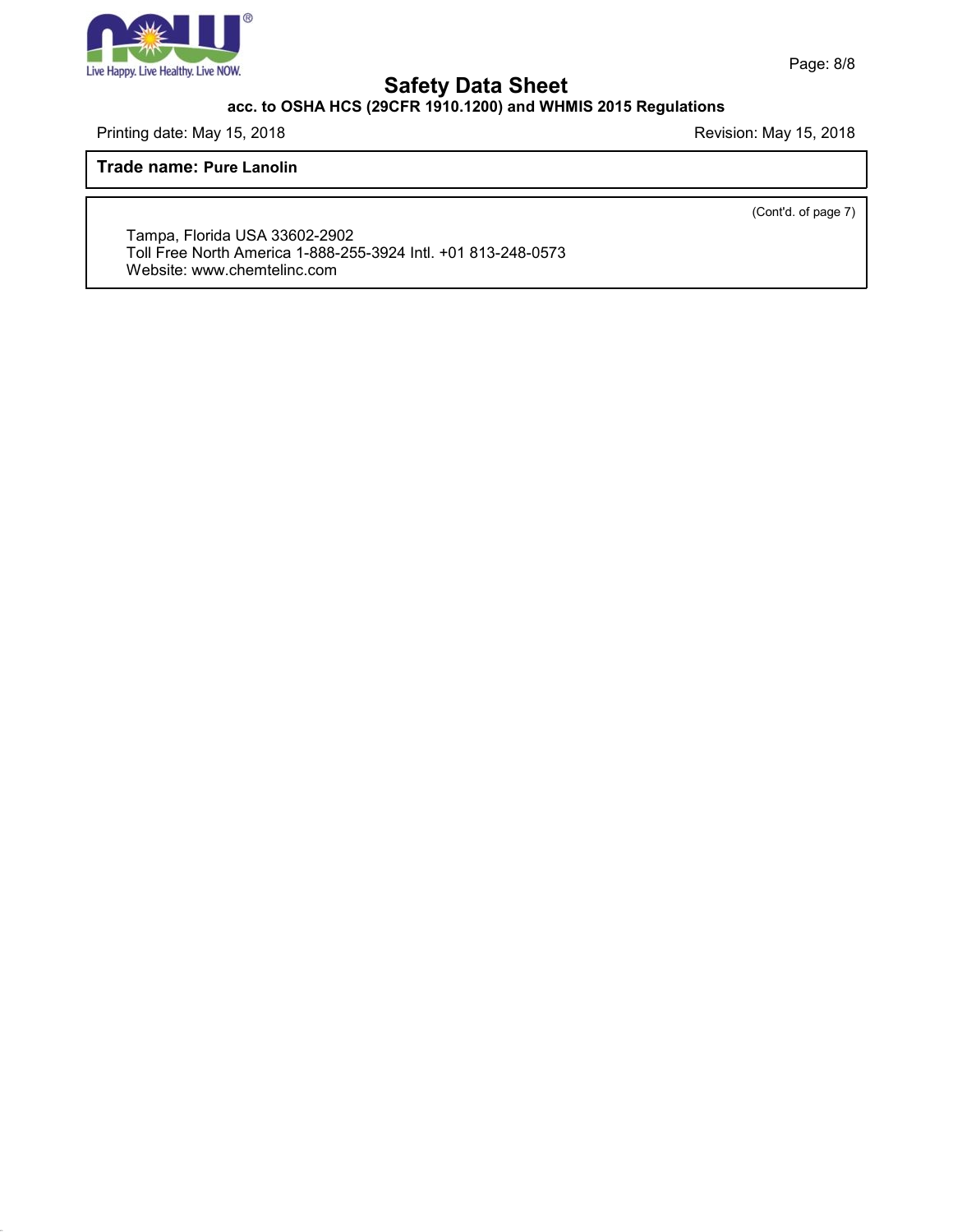**Trade name:** **Pure Lanolin**

(Cont'd. of page 7)

Tampa, Florida USA 33602-2902
Toll Free North America 1-888-255-3924 Intl. +01 813-248-0573
Website: www.chemtelinc.com